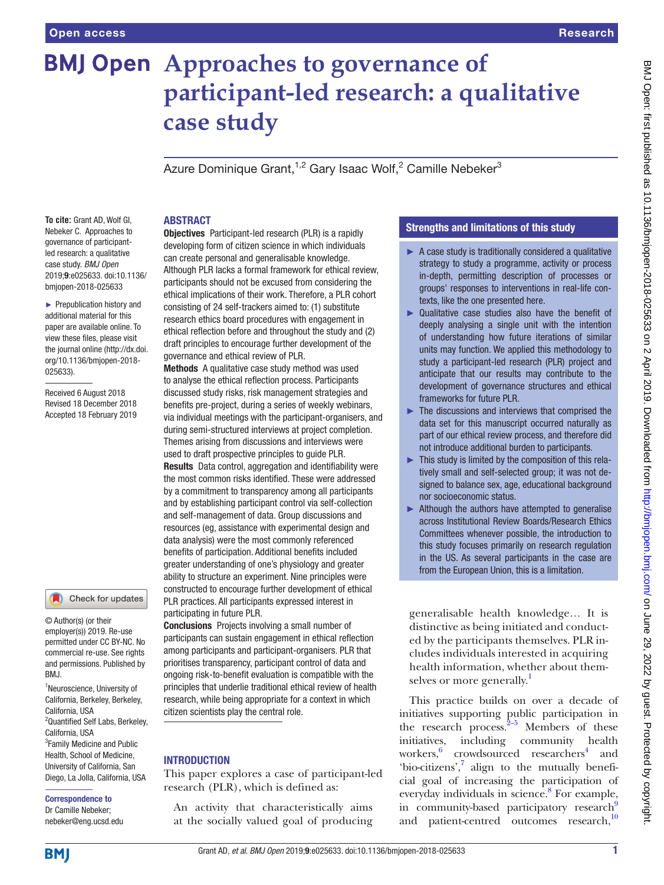# Approaches to governance of participant-led research: a qualitative case study

Azure Dominique Grant,[1,2] Gary Isaac Wolf,[2] Camille Nebeker[3]

**To cite:** Grant AD, Wolf GI, Nebeker C. Approaches to governance of participant-led research: a qualitative case study. *BMJ Open* 2019;**9**:e025633. doi:10.1136/bmjopen-2018-025633

► Prepublication history and additional material for this paper are available online. To view these files, please visit the journal online (http://dx.doi.org/10.1136/bmjopen-2018-025633).

Received 6 August 2018
Revised 18 December 2018
Accepted 18 February 2019

© Author(s) (or their employer(s)) 2019. Re-use permitted under CC BY-NC. No commercial re-use. See rights and permissions. Published by BMJ.

[1]Neuroscience, University of California, Berkeley, Berkeley, California, USA
[2]Quantified Self Labs, Berkeley, California, USA
[3]Family Medicine and Public Health, School of Medicine, University of California, San Diego, La Jolla, California, USA

**Correspondence to**
Dr Camille Nebeker;
nebeker@eng.ucsd.edu

## ABSTRACT

**Objectives** Participant-led research (PLR) is a rapidly developing form of citizen science in which individuals can create personal and generalisable knowledge. Although PLR lacks a formal framework for ethical review, participants should not be excused from considering the ethical implications of their work. Therefore, a PLR cohort consisting of 24 self-trackers aimed to: (1) substitute research ethics board procedures with engagement in ethical reflection before and throughout the study and (2) draft principles to encourage further development of the governance and ethical review of PLR.

**Methods** A qualitative case study method was used to analyse the ethical reflection process. Participants discussed study risks, risk management strategies and benefits pre-project, during a series of weekly webinars, via individual meetings with the participant-organisers, and during semi-structured interviews at project completion. Themes arising from discussions and interviews were used to draft prospective principles to guide PLR.

**Results** Data control, aggregation and identifiability were the most common risks identified. These were addressed by a commitment to transparency among all participants and by establishing participant control via self-collection and self-management of data. Group discussions and resources (eg, assistance with experimental design and data analysis) were the most commonly referenced benefits of participation. Additional benefits included greater understanding of one's physiology and greater ability to structure an experiment. Nine principles were constructed to encourage further development of ethical PLR practices. All participants expressed interest in participating in future PLR.

**Conclusions** Projects involving a small number of participants can sustain engagement in ethical reflection among participants and participant-organisers. PLR that prioritises transparency, participant control of data and ongoing risk-to-benefit evaluation is compatible with the principles that underlie traditional ethical review of health research, while being appropriate for a context in which citizen scientists play the central role.

## Strengths and limitations of this study

- ► A case study is traditionally considered a qualitative strategy to study a programme, activity or process in-depth, permitting description of processes or groups' responses to interventions in real-life contexts, like the one presented here.
- ► Qualitative case studies also have the benefit of deeply analysing a single unit with the intention of understanding how future iterations of similar units may function. We applied this methodology to study a participant-led research (PLR) project and anticipate that our results may contribute to the development of governance structures and ethical frameworks for future PLR.
- ► The discussions and interviews that comprised the data set for this manuscript occurred naturally as part of our ethical review process, and therefore did not introduce additional burden to participants.
- ► This study is limited by the composition of this relatively small and self-selected group; it was not designed to balance sex, age, educational background nor socioeconomic status.
- ► Although the authors have attempted to generalise across Institutional Review Boards/Research Ethics Committees whenever possible, the introduction to this study focuses primarily on research regulation in the US. As several participants in the case are from the European Union, this is a limitation.

## INTRODUCTION

This paper explores a case of participant-led research (PLR), which is defined as:

> An activity that characteristically aims at the socially valued goal of producing generalisable health knowledge… It is distinctive as being initiated and conducted by the participants themselves. PLR includes individuals interested in acquiring health information, whether about themselves or more generally.[1]

This practice builds on over a decade of initiatives supporting public participation in the research process.[2–5] Members of these initiatives, including community health workers,[6] crowdsourced researchers[4] and 'bio-citizens',[7] align to the mutually beneficial goal of increasing the participation of everyday individuals in science.[8] For example, in community-based participatory research[9] and patient-centred outcomes research,[10]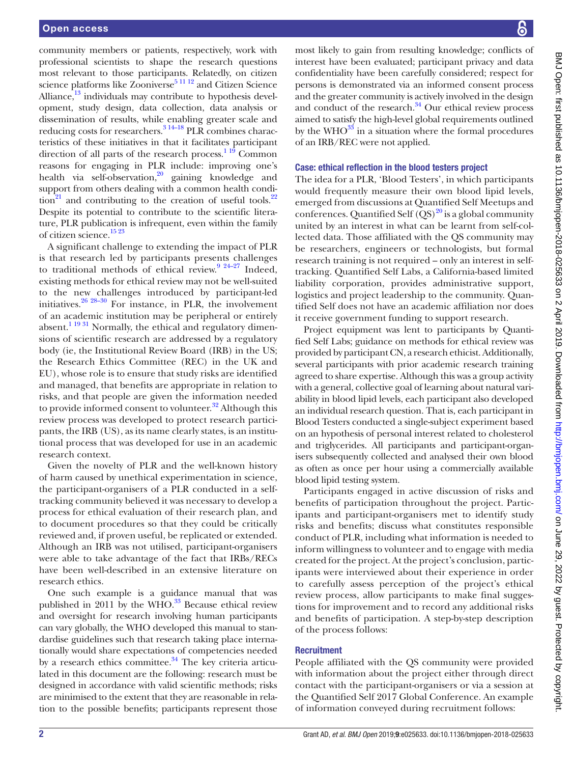community members or patients, respectively, work with professional scientists to shape the research questions most relevant to those participants. Relatedly, on citizen science platforms like Zooniverse[5 11 12] and Citizen Science Alliance,[13] individuals may contribute to hypothesis development, study design, data collection, data analysis or dissemination of results, while enabling greater scale and reducing costs for researchers.[3 14–18] PLR combines characteristics of these initiatives in that it facilitates participant direction of all parts of the research process.[1 19] Common reasons for engaging in PLR include: improving one's health via self-observation,[20] gaining knowledge and support from others dealing with a common health condition[21] and contributing to the creation of useful tools.[22] Despite its potential to contribute to the scientific literature, PLR publication is infrequent, even within the family of citizen science.[15 23]

A significant challenge to extending the impact of PLR is that research led by participants presents challenges to traditional methods of ethical review.[9 24–27] Indeed, existing methods for ethical review may not be well-suited to the new challenges introduced by participant-led initiatives.[26 28–30] For instance, in PLR, the involvement of an academic institution may be peripheral or entirely absent.[1 19 31] Normally, the ethical and regulatory dimensions of scientific research are addressed by a regulatory body (ie, the Institutional Review Board (IRB) in the US; the Research Ethics Committee (REC) in the UK and EU), whose role is to ensure that study risks are identified and managed, that benefits are appropriate in relation to risks, and that people are given the information needed to provide informed consent to volunteer.[32] Although this review process was developed to protect research participants, the IRB (US), as its name clearly states, is an institutional process that was developed for use in an academic research context.

Given the novelty of PLR and the well-known history of harm caused by unethical experimentation in science, the participant-organisers of a PLR conducted in a self-tracking community believed it was necessary to develop a process for ethical evaluation of their research plan, and to document procedures so that they could be critically reviewed and, if proven useful, be replicated or extended. Although an IRB was not utilised, participant-organisers were able to take advantage of the fact that IRBs/RECs have been well-described in an extensive literature on research ethics.

One such example is a guidance manual that was published in 2011 by the WHO.[33] Because ethical review and oversight for research involving human participants can vary globally, the WHO developed this manual to standardise guidelines such that research taking place internationally would share expectations of competencies needed by a research ethics committee.[34] The key criteria articulated in this document are the following: research must be designed in accordance with valid scientific methods; risks are minimised to the extent that they are reasonable in relation to the possible benefits; participants represent those most likely to gain from resulting knowledge; conflicts of interest have been evaluated; participant privacy and data confidentiality have been carefully considered; respect for persons is demonstrated via an informed consent process and the greater community is actively involved in the design and conduct of the research.[34] Our ethical review process aimed to satisfy the high-level global requirements outlined by the WHO[33] in a situation where the formal procedures of an IRB/REC were not applied.

## Case: ethical reflection in the blood testers project

The idea for a PLR, 'Blood Testers', in which participants would frequently measure their own blood lipid levels, emerged from discussions at Quantified Self Meetups and conferences. Quantified Self (QS)[20] is a global community united by an interest in what can be learnt from self-collected data. Those affiliated with the QS community may be researchers, engineers or technologists, but formal research training is not required – only an interest in self-tracking. Quantified Self Labs, a California-based limited liability corporation, provides administrative support, logistics and project leadership to the community. Quantified Self does not have an academic affiliation nor does it receive government funding to support research.

Project equipment was lent to participants by Quantified Self Labs; guidance on methods for ethical review was provided by participant CN, a research ethicist. Additionally, several participants with prior academic research training agreed to share expertise. Although this was a group activity with a general, collective goal of learning about natural variability in blood lipid levels, each participant also developed an individual research question. That is, each participant in Blood Testers conducted a single-subject experiment based on an hypothesis of personal interest related to cholesterol and triglycerides. All participants and participant-organisers subsequently collected and analysed their own blood as often as once per hour using a commercially available blood lipid testing system.

Participants engaged in active discussion of risks and benefits of participation throughout the project. Participants and participant-organisers met to identify study risks and benefits; discuss what constitutes responsible conduct of PLR, including what information is needed to inform willingness to volunteer and to engage with media created for the project. At the project's conclusion, participants were interviewed about their experience in order to carefully assess perception of the project's ethical review process, allow participants to make final suggestions for improvement and to record any additional risks and benefits of participation. A step-by-step description of the process follows:

### Recruitment

People affiliated with the QS community were provided with information about the project either through direct contact with the participant-organisers or via a session at the Quantified Self 2017 Global Conference. An example of information conveyed during recruitment follows: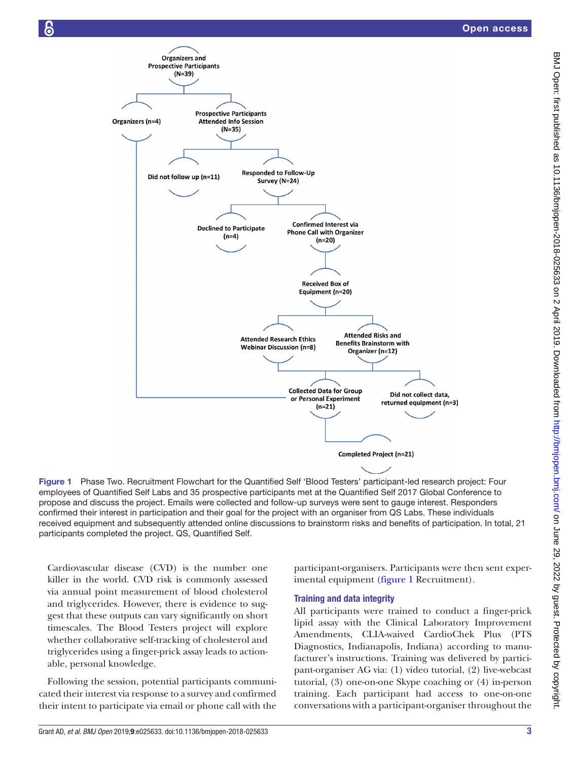Figure 1 Phase Two. Recruitment Flowchart for the Quantified Self 'Blood Testers' participant-led research project: Four employees of Quantified Self Labs and 35 prospective participants met at the Quantified Self 2017 Global Conference to propose and discuss the project. Emails were collected and follow-up surveys were sent to gauge interest. Responders confirmed their interest in participation and their goal for the project with an organiser from QS Labs. These individuals received equipment and subsequently attended online discussions to brainstorm risks and benefits of participation. In total, 21 participants completed the project. QS, Quantified Self.

Cardiovascular disease (CVD) is the number one killer in the world. CVD risk is commonly assessed via annual point measurement of blood cholesterol and triglycerides. However, there is evidence to suggest that these outputs can vary significantly on short timescales. The Blood Testers project will explore whether collaborative self-tracking of cholesterol and triglycerides using a finger-prick assay leads to actionable, personal knowledge.

Following the session, potential participants communicated their interest via response to a survey and confirmed their intent to participate via email or phone call with the participant-organisers. Participants were then sent experimental equipment (figure 1 Recruitment).

### Training and data integrity

All participants were trained to conduct a finger-prick lipid assay with the Clinical Laboratory Improvement Amendments, CLIA-waived CardioChek Plus (PTS Diagnostics, Indianapolis, Indiana) according to manufacturer's instructions. Training was delivered by participant-organiser AG via: (1) video tutorial, (2) live-webcast tutorial, (3) one-on-one Skype coaching or (4) in-person training. Each participant had access to one-on-one conversations with a participant-organiser throughout the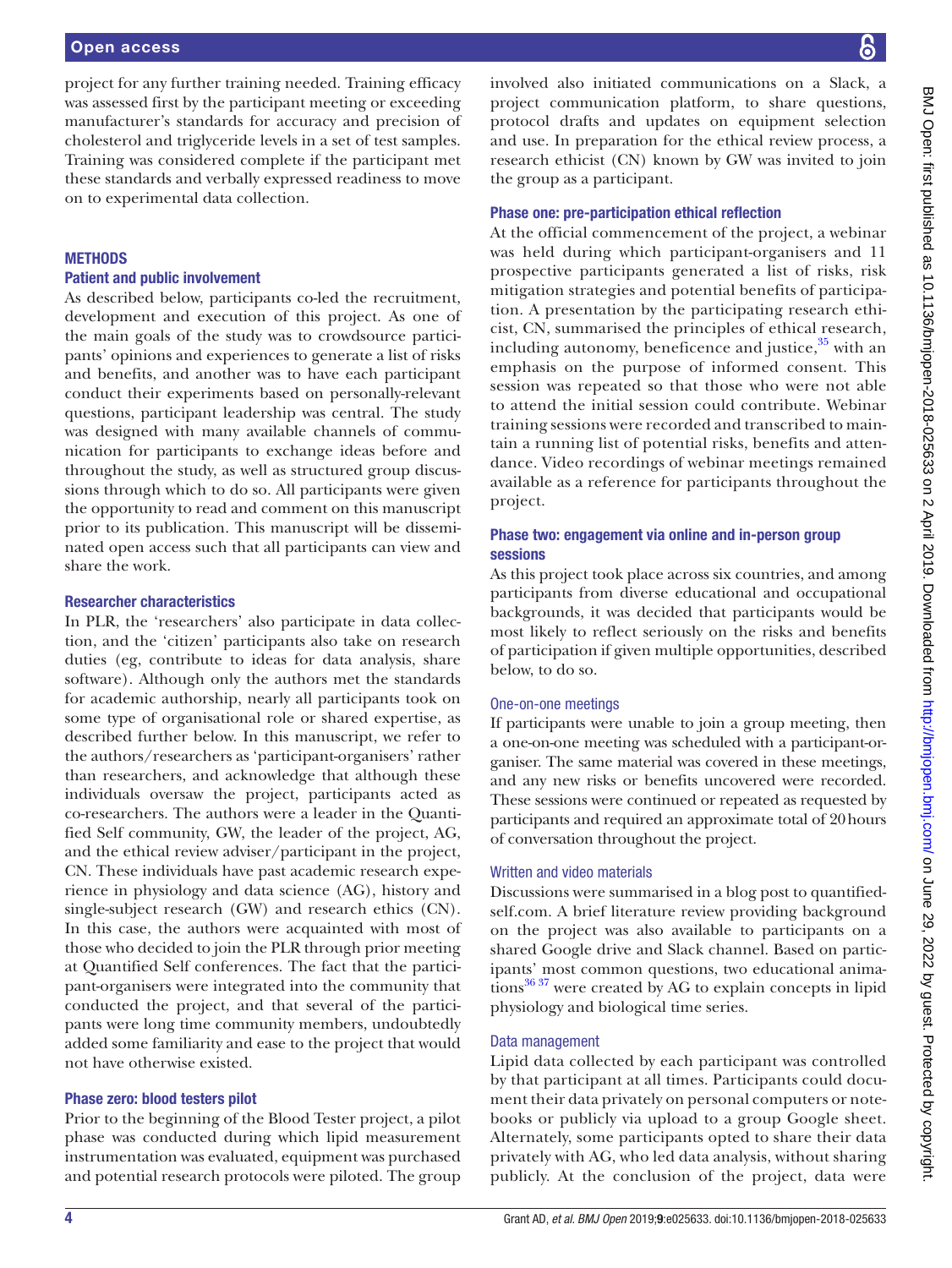project for any further training needed. Training efficacy was assessed first by the participant meeting or exceeding manufacturer's standards for accuracy and precision of cholesterol and triglyceride levels in a set of test samples. Training was considered complete if the participant met these standards and verbally expressed readiness to move on to experimental data collection.

## METHODS

### Patient and public involvement

As described below, participants co-led the recruitment, development and execution of this project. As one of the main goals of the study was to crowdsource participants' opinions and experiences to generate a list of risks and benefits, and another was to have each participant conduct their experiments based on personally-relevant questions, participant leadership was central. The study was designed with many available channels of communication for participants to exchange ideas before and throughout the study, as well as structured group discussions through which to do so. All participants were given the opportunity to read and comment on this manuscript prior to its publication. This manuscript will be disseminated open access such that all participants can view and share the work.

### Researcher characteristics

In PLR, the 'researchers' also participate in data collection, and the 'citizen' participants also take on research duties (eg, contribute to ideas for data analysis, share software). Although only the authors met the standards for academic authorship, nearly all participants took on some type of organisational role or shared expertise, as described further below. In this manuscript, we refer to the authors/researchers as 'participant-organisers' rather than researchers, and acknowledge that although these individuals oversaw the project, participants acted as co-researchers. The authors were a leader in the Quantified Self community, GW, the leader of the project, AG, and the ethical review adviser/participant in the project, CN. These individuals have past academic research experience in physiology and data science (AG), history and single-subject research (GW) and research ethics (CN). In this case, the authors were acquainted with most of those who decided to join the PLR through prior meeting at Quantified Self conferences. The fact that the participant-organisers were integrated into the community that conducted the project, and that several of the participants were long time community members, undoubtedly added some familiarity and ease to the project that would not have otherwise existed.

### Phase zero: blood testers pilot

Prior to the beginning of the Blood Tester project, a pilot phase was conducted during which lipid measurement instrumentation was evaluated, equipment was purchased and potential research protocols were piloted. The group involved also initiated communications on a Slack, a project communication platform, to share questions, protocol drafts and updates on equipment selection and use. In preparation for the ethical review process, a research ethicist (CN) known by GW was invited to join the group as a participant.

### Phase one: pre-participation ethical reflection

At the official commencement of the project, a webinar was held during which participant-organisers and 11 prospective participants generated a list of risks, risk mitigation strategies and potential benefits of participation. A presentation by the participating research ethicist, CN, summarised the principles of ethical research, including autonomy, beneficence and justice,[35] with an emphasis on the purpose of informed consent. This session was repeated so that those who were not able to attend the initial session could contribute. Webinar training sessions were recorded and transcribed to maintain a running list of potential risks, benefits and attendance. Video recordings of webinar meetings remained available as a reference for participants throughout the project.

### Phase two: engagement via online and in-person group sessions

As this project took place across six countries, and among participants from diverse educational and occupational backgrounds, it was decided that participants would be most likely to reflect seriously on the risks and benefits of participation if given multiple opportunities, described below, to do so.

#### One-on-one meetings

If participants were unable to join a group meeting, then a one-on-one meeting was scheduled with a participant-organiser. The same material was covered in these meetings, and any new risks or benefits uncovered were recorded. These sessions were continued or repeated as requested by participants and required an approximate total of 20 hours of conversation throughout the project.

#### Written and video materials

Discussions were summarised in a blog post to quantifiedself.com. A brief literature review providing background on the project was also available to participants on a shared Google drive and Slack channel. Based on participants' most common questions, two educational animations[36,37] were created by AG to explain concepts in lipid physiology and biological time series.

#### Data management

Lipid data collected by each participant was controlled by that participant at all times. Participants could document their data privately on personal computers or notebooks or publicly via upload to a group Google sheet. Alternately, some participants opted to share their data privately with AG, who led data analysis, without sharing publicly. At the conclusion of the project, data were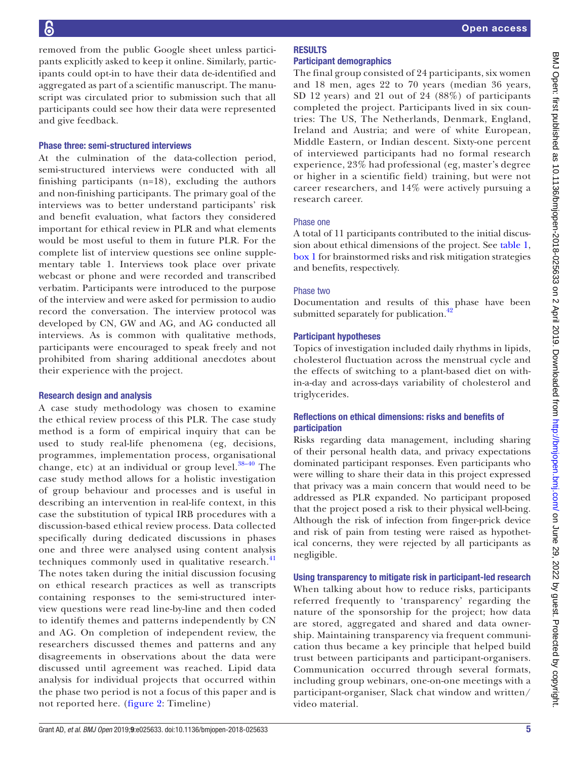removed from the public Google sheet unless participants explicitly asked to keep it online. Similarly, participants could opt-in to have their data de-identified and aggregated as part of a scientific manuscript. The manuscript was circulated prior to submission such that all participants could see how their data were represented and give feedback.

### Phase three: semi-structured interviews

At the culmination of the data-collection period, semi-structured interviews were conducted with all finishing participants (n=18), excluding the authors and non-finishing participants. The primary goal of the interviews was to better understand participants' risk and benefit evaluation, what factors they considered important for ethical review in PLR and what elements would be most useful to them in future PLR. For the complete list of interview questions see online supplementary table 1. Interviews took place over private webcast or phone and were recorded and transcribed verbatim. Participants were introduced to the purpose of the interview and were asked for permission to audio record the conversation. The interview protocol was developed by CN, GW and AG, and AG conducted all interviews. As is common with qualitative methods, participants were encouraged to speak freely and not prohibited from sharing additional anecdotes about their experience with the project.

### Research design and analysis

A case study methodology was chosen to examine the ethical review process of this PLR. The case study method is a form of empirical inquiry that can be used to study real-life phenomena (eg, decisions, programmes, implementation process, organisational change, etc) at an individual or group level.[38–40] The case study method allows for a holistic investigation of group behaviour and processes and is useful in describing an intervention in real-life context, in this case the substitution of typical IRB procedures with a discussion-based ethical review process. Data collected specifically during dedicated discussions in phases one and three were analysed using content analysis techniques commonly used in qualitative research.[41] The notes taken during the initial discussion focusing on ethical research practices as well as transcripts containing responses to the semi-structured interview questions were read line-by-line and then coded to identify themes and patterns independently by CN and AG. On completion of independent review, the researchers discussed themes and patterns and any disagreements in observations about the data were discussed until agreement was reached. Lipid data analysis for individual projects that occurred within the phase two period is not a focus of this paper and is not reported here. (figure 2: Timeline)

## RESULTS

### Participant demographics

The final group consisted of 24 participants, six women and 18 men, ages 22 to 70 years (median 36 years, SD 12 years) and 21 out of 24 (88%) of participants completed the project. Participants lived in six countries: The US, The Netherlands, Denmark, England, Ireland and Austria; and were of white European, Middle Eastern, or Indian descent. Sixty-one percent of interviewed participants had no formal research experience, 23% had professional (eg, master's degree or higher in a scientific field) training, but were not career researchers, and 14% were actively pursuing a research career.

### Phase one

A total of 11 participants contributed to the initial discussion about ethical dimensions of the project. See table 1, box 1 for brainstormed risks and risk mitigation strategies and benefits, respectively.

### Phase two

Documentation and results of this phase have been submitted separately for publication.[42]

### Participant hypotheses

Topics of investigation included daily rhythms in lipids, cholesterol fluctuation across the menstrual cycle and the effects of switching to a plant-based diet on within-a-day and across-days variability of cholesterol and triglycerides.

### Reflections on ethical dimensions: risks and benefits of participation

Risks regarding data management, including sharing of their personal health data, and privacy expectations dominated participant responses. Even participants who were willing to share their data in this project expressed that privacy was a main concern that would need to be addressed as PLR expanded. No participant proposed that the project posed a risk to their physical well-being. Although the risk of infection from finger-prick device and risk of pain from testing were raised as hypothetical concerns, they were rejected by all participants as negligible.

### Using transparency to mitigate risk in participant-led research

When talking about how to reduce risks, participants referred frequently to 'transparency' regarding the nature of the sponsorship for the project; how data are stored, aggregated and shared and data ownership. Maintaining transparency via frequent communication thus became a key principle that helped build trust between participants and participant-organisers. Communication occurred through several formats, including group webinars, one-on-one meetings with a participant-organiser, Slack chat window and written/video material.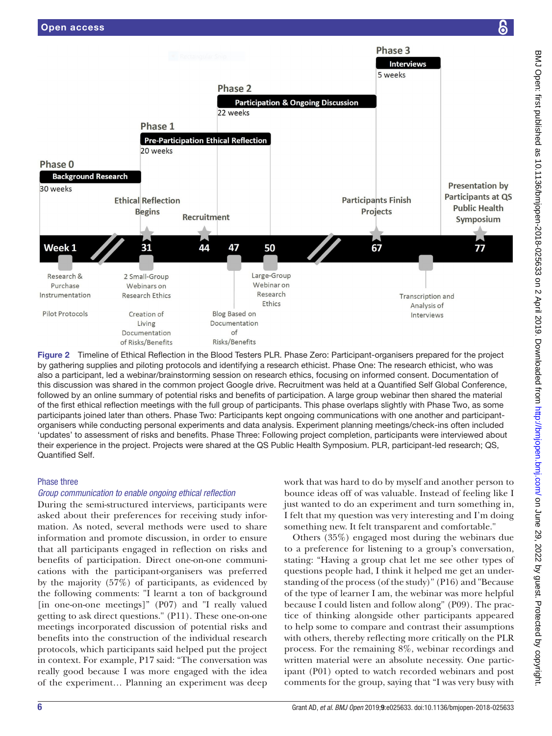Figure 2 Timeline of Ethical Reflection in the Blood Testers PLR. Phase Zero: Participant-organisers prepared for the project by gathering supplies and piloting protocols and identifying a research ethicist. Phase One: The research ethicist, who was also a participant, led a webinar/brainstorming session on research ethics, focusing on informed consent. Documentation of this discussion was shared in the common project Google drive. Recruitment was held at a Quantified Self Global Conference, followed by an online summary of potential risks and benefits of participation. A large group webinar then shared the material of the first ethical reflection meetings with the full group of participants. This phase overlaps slightly with Phase Two, as some participants joined later than others. Phase Two: Participants kept ongoing communications with one another and participant-organisers while conducting personal experiments and data analysis. Experiment planning meetings/check-ins often included 'updates' to assessment of risks and benefits. Phase Three: Following project completion, participants were interviewed about their experience in the project. Projects were shared at the QS Public Health Symposium. PLR, participant-led research; QS, Quantified Self.

### Phase three

#### *Group communication to enable ongoing ethical reflection*

During the semi-structured interviews, participants were asked about their preferences for receiving study information. As noted, several methods were used to share information and promote discussion, in order to ensure that all participants engaged in reflection on risks and benefits of participation. Direct one-on-one communications with the participant-organisers was preferred by the majority (57%) of participants, as evidenced by the following comments: "I learnt a ton of background [in one-on-one meetings]" (P07) and "I really valued getting to ask direct questions." (P11). These one-on-one meetings incorporated discussion of potential risks and benefits into the construction of the individual research protocols, which participants said helped put the project in context. For example, P17 said: "The conversation was really good because I was more engaged with the idea of the experiment… Planning an experiment was deep work that was hard to do by myself and another person to bounce ideas off of was valuable. Instead of feeling like I just wanted to do an experiment and turn something in, I felt that my question was very interesting and I'm doing something new. It felt transparent and comfortable."

Others (35%) engaged most during the webinars due to a preference for listening to a group's conversation, stating: "Having a group chat let me see other types of questions people had, I think it helped me get an understanding of the process (of the study)" (P16) and "Because of the type of learner I am, the webinar was more helpful because I could listen and follow along" (P09). The practice of thinking alongside other participants appeared to help some to compare and contrast their assumptions with others, thereby reflecting more critically on the PLR process. For the remaining 8%, webinar recordings and written material were an absolute necessity. One participant (P01) opted to watch recorded webinars and post comments for the group, saying that "I was very busy with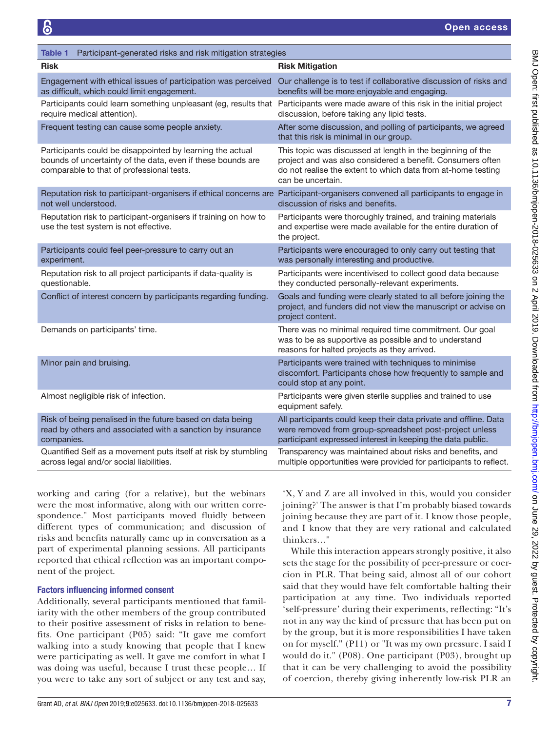Table 1 Participant-generated risks and risk mitigation strategies

| Risk | Risk Mitigation |
| --- | --- |
| Engagement with ethical issues of participation was perceived as difficult, which could limit engagement. | Our challenge is to test if collaborative discussion of risks and benefits will be more enjoyable and engaging. |
| Participants could learn something unpleasant (eg, results that require medical attention). | Participants were made aware of this risk in the initial project discussion, before taking any lipid tests. |
| Frequent testing can cause some people anxiety. | After some discussion, and polling of participants, we agreed that this risk is minimal in our group. |
| Participants could be disappointed by learning the actual bounds of uncertainty of the data, even if these bounds are comparable to that of professional tests. | This topic was discussed at length in the beginning of the project and was also considered a benefit. Consumers often do not realise the extent to which data from at-home testing can be uncertain. |
| Reputation risk to participant-organisers if ethical concerns are not well understood. | Participant-organisers convened all participants to engage in discussion of risks and benefits. |
| Reputation risk to participant-organisers if training on how to use the test system is not effective. | Participants were thoroughly trained, and training materials and expertise were made available for the entire duration of the project. |
| Participants could feel peer-pressure to carry out an experiment. | Participants were encouraged to only carry out testing that was personally interesting and productive. |
| Reputation risk to all project participants if data-quality is questionable. | Participants were incentivised to collect good data because they conducted personally-relevant experiments. |
| Conflict of interest concern by participants regarding funding. | Goals and funding were clearly stated to all before joining the project, and funders did not view the manuscript or advise on project content. |
| Demands on participants' time. | There was no minimal required time commitment. Our goal was to be as supportive as possible and to understand reasons for halted projects as they arrived. |
| Minor pain and bruising. | Participants were trained with techniques to minimise discomfort. Participants chose how frequently to sample and could stop at any point. |
| Almost negligible risk of infection. | Participants were given sterile supplies and trained to use equipment safely. |
| Risk of being penalised in the future based on data being read by others and associated with a sanction by insurance companies. | All participants could keep their data private and offline. Data were removed from group-spreadsheet post-project unless participant expressed interest in keeping the data public. |
| Quantified Self as a movement puts itself at risk by stumbling across legal and/or social liabilities. | Transparency was maintained about risks and benefits, and multiple opportunities were provided for participants to reflect. |

working and caring (for a relative), but the webinars were the most informative, along with our written correspondence." Most participants moved fluidly between different types of communication; and discussion of risks and benefits naturally came up in conversation as a part of experimental planning sessions. All participants reported that ethical reflection was an important component of the project.

### Factors influencing informed consent

Additionally, several participants mentioned that familiarity with the other members of the group contributed to their positive assessment of risks in relation to benefits. One participant (P05) said: "It gave me comfort walking into a study knowing that people that I knew were participating as well. It gave me comfort in what I was doing was useful, because I trust these people… If you were to take any sort of subject or any test and say, 'X, Y and Z are all involved in this, would you consider joining?' The answer is that I'm probably biased towards joining because they are part of it. I know those people, and I know that they are very rational and calculated thinkers…"

While this interaction appears strongly positive, it also sets the stage for the possibility of peer-pressure or coercion in PLR. That being said, almost all of our cohort said that they would have felt comfortable halting their participation at any time. Two individuals reported 'self-pressure' during their experiments, reflecting: "It's not in any way the kind of pressure that has been put on by the group, but it is more responsibilities I have taken on for myself." (P11) or "It was my own pressure. I said I would do it." (P08). One participant (P03), brought up that it can be very challenging to avoid the possibility of coercion, thereby giving inherently low-risk PLR an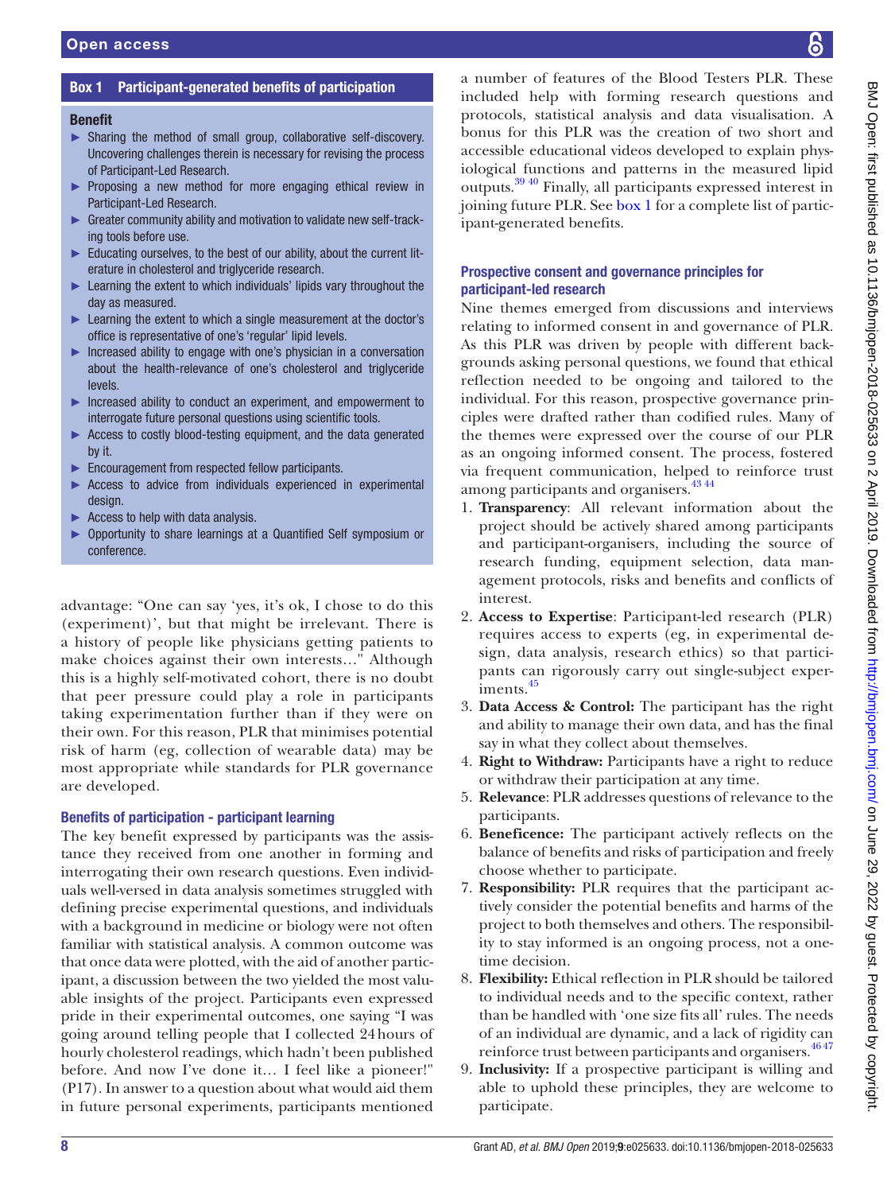**Box 1 Participant-generated benefits of participation**

**Benefit**

- Sharing the method of small group, collaborative self-discovery. Uncovering challenges therein is necessary for revising the process of Participant-Led Research.
- Proposing a new method for more engaging ethical review in Participant-Led Research.
- Greater community ability and motivation to validate new self-tracking tools before use.
- Educating ourselves, to the best of our ability, about the current literature in cholesterol and triglyceride research.
- Learning the extent to which individuals' lipids vary throughout the day as measured.
- Learning the extent to which a single measurement at the doctor's office is representative of one's 'regular' lipid levels.
- Increased ability to engage with one's physician in a conversation about the health-relevance of one's cholesterol and triglyceride levels.
- Increased ability to conduct an experiment, and empowerment to interrogate future personal questions using scientific tools.
- Access to costly blood-testing equipment, and the data generated by it.
- Encouragement from respected fellow participants.
- Access to advice from individuals experienced in experimental design.
- Access to help with data analysis.
- Opportunity to share learnings at a Quantified Self symposium or conference.

advantage: "One can say 'yes, it's ok, I chose to do this (experiment)', but that might be irrelevant. There is a history of people like physicians getting patients to make choices against their own interests…" Although this is a highly self-motivated cohort, there is no doubt that peer pressure could play a role in participants taking experimentation further than if they were on their own. For this reason, PLR that minimises potential risk of harm (eg, collection of wearable data) may be most appropriate while standards for PLR governance are developed.

### Benefits of participation - participant learning

The key benefit expressed by participants was the assistance they received from one another in forming and interrogating their own research questions. Even individuals well-versed in data analysis sometimes struggled with defining precise experimental questions, and individuals with a background in medicine or biology were not often familiar with statistical analysis. A common outcome was that once data were plotted, with the aid of another participant, a discussion between the two yielded the most valuable insights of the project. Participants even expressed pride in their experimental outcomes, one saying "I was going around telling people that I collected 24 hours of hourly cholesterol readings, which hadn't been published before. And now I've done it… I feel like a pioneer!" (P17). In answer to a question about what would aid them in future personal experiments, participants mentioned a number of features of the Blood Testers PLR. These included help with forming research questions and protocols, statistical analysis and data visualisation. A bonus for this PLR was the creation of two short and accessible educational videos developed to explain physiological functions and patterns in the measured lipid outputs.[39 40] Finally, all participants expressed interest in joining future PLR. See box 1 for a complete list of participant-generated benefits.

### Prospective consent and governance principles for participant-led research

Nine themes emerged from discussions and interviews relating to informed consent in and governance of PLR. As this PLR was driven by people with different backgrounds asking personal questions, we found that ethical reflection needed to be ongoing and tailored to the individual. For this reason, prospective governance principles were drafted rather than codified rules. Many of the themes were expressed over the course of our PLR as an ongoing informed consent. The process, fostered via frequent communication, helped to reinforce trust among participants and organisers.[43 44]

1. **Transparency**: All relevant information about the project should be actively shared among participants and participant-organisers, including the source of research funding, equipment selection, data management protocols, risks and benefits and conflicts of interest.
2. **Access to Expertise**: Participant-led research (PLR) requires access to experts (eg, in experimental design, data analysis, research ethics) so that participants can rigorously carry out single-subject experiments.[45]
3. **Data Access & Control:** The participant has the right and ability to manage their own data, and has the final say in what they collect about themselves.
4. **Right to Withdraw:** Participants have a right to reduce or withdraw their participation at any time.
5. **Relevance**: PLR addresses questions of relevance to the participants.
6. **Beneficence:** The participant actively reflects on the balance of benefits and risks of participation and freely choose whether to participate.
7. **Responsibility:** PLR requires that the participant actively consider the potential benefits and harms of the project to both themselves and others. The responsibility to stay informed is an ongoing process, not a one-time decision.
8. **Flexibility:** Ethical reflection in PLR should be tailored to individual needs and to the specific context, rather than be handled with 'one size fits all' rules. The needs of an individual are dynamic, and a lack of rigidity can reinforce trust between participants and organisers.[46 47]
9. **Inclusivity:** If a prospective participant is willing and able to uphold these principles, they are welcome to participate.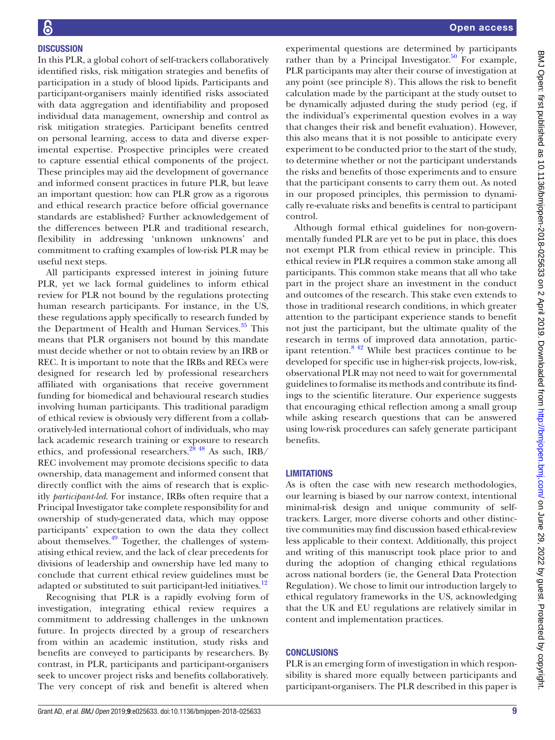## DISCUSSION

In this PLR, a global cohort of self-trackers collaboratively identified risks, risk mitigation strategies and benefits of participation in a study of blood lipids. Participants and participant-organisers mainly identified risks associated with data aggregation and identifiability and proposed individual data management, ownership and control as risk mitigation strategies. Participant benefits centred on personal learning, access to data and diverse experimental expertise. Prospective principles were created to capture essential ethical components of the project. These principles may aid the development of governance and informed consent practices in future PLR, but leave an important question: how can PLR grow as a rigorous and ethical research practice before official governance standards are established? Further acknowledgement of the differences between PLR and traditional research, flexibility in addressing 'unknown unknowns' and commitment to crafting examples of low-risk PLR may be useful next steps.

All participants expressed interest in joining future PLR, yet we lack formal guidelines to inform ethical review for PLR not bound by the regulations protecting human research participants. For instance, in the US, these regulations apply specifically to research funded by the Department of Health and Human Services.[35] This means that PLR organisers not bound by this mandate must decide whether or not to obtain review by an IRB or REC. It is important to note that the IRBs and RECs were designed for research led by professional researchers affiliated with organisations that receive government funding for biomedical and behavioural research studies involving human participants. This traditional paradigm of ethical review is obviously very different from a collaboratively-led international cohort of individuals, who may lack academic research training or exposure to research ethics, and professional researchers.[28 48] As such, IRB/REC involvement may promote decisions specific to data ownership, data management and informed consent that directly conflict with the aims of research that is explicitly *participant-led*. For instance, IRBs often require that a Principal Investigator take complete responsibility for and ownership of study-generated data, which may oppose participants' expectation to own the data they collect about themselves.[49] Together, the challenges of systematising ethical review, and the lack of clear precedents for divisions of leadership and ownership have led many to conclude that current ethical review guidelines must be adapted or substituted to suit participant-led initiatives.[12]

Recognising that PLR is a rapidly evolving form of investigation, integrating ethical review requires a commitment to addressing challenges in the unknown future. In projects directed by a group of researchers from within an academic institution, study risks and benefits are conveyed to participants by researchers. By contrast, in PLR, participants and participant-organisers seek to uncover project risks and benefits collaboratively. The very concept of risk and benefit is altered when experimental questions are determined by participants rather than by a Principal Investigator.[50] For example, PLR participants may alter their course of investigation at any point (see principle 8). This allows the risk to benefit calculation made by the participant at the study outset to be dynamically adjusted during the study period (eg, if the individual's experimental question evolves in a way that changes their risk and benefit evaluation). However, this also means that it is not possible to anticipate every experiment to be conducted prior to the start of the study, to determine whether or not the participant understands the risks and benefits of those experiments and to ensure that the participant consents to carry them out. As noted in our proposed principles, this permission to dynamically re-evaluate risks and benefits is central to participant control.

Although formal ethical guidelines for non-governmentally funded PLR are yet to be put in place, this does not exempt PLR from ethical review in principle. This ethical review in PLR requires a common stake among all participants. This common stake means that all who take part in the project share an investment in the conduct and outcomes of the research. This stake even extends to those in traditional research conditions, in which greater attention to the participant experience stands to benefit not just the participant, but the ultimate quality of the research in terms of improved data annotation, participant retention.[8 42] While best practices continue to be developed for specific use in higher-risk projects, low-risk, observational PLR may not need to wait for governmental guidelines to formalise its methods and contribute its findings to the scientific literature. Our experience suggests that encouraging ethical reflection among a small group while asking research questions that can be answered using low-risk procedures can safely generate participant benefits.

## LIMITATIONS

As is often the case with new research methodologies, our learning is biased by our narrow context, intentional minimal-risk design and unique community of self-trackers. Larger, more diverse cohorts and other distinctive communities may find discussion based ethical-review less applicable to their context. Additionally, this project and writing of this manuscript took place prior to and during the adoption of changing ethical regulations across national borders (ie, the General Data Protection Regulation). We chose to limit our introduction largely to ethical regulatory frameworks in the US, acknowledging that the UK and EU regulations are relatively similar in content and implementation practices.

## CONCLUSIONS

PLR is an emerging form of investigation in which responsibility is shared more equally between participants and participant-organisers. The PLR described in this paper is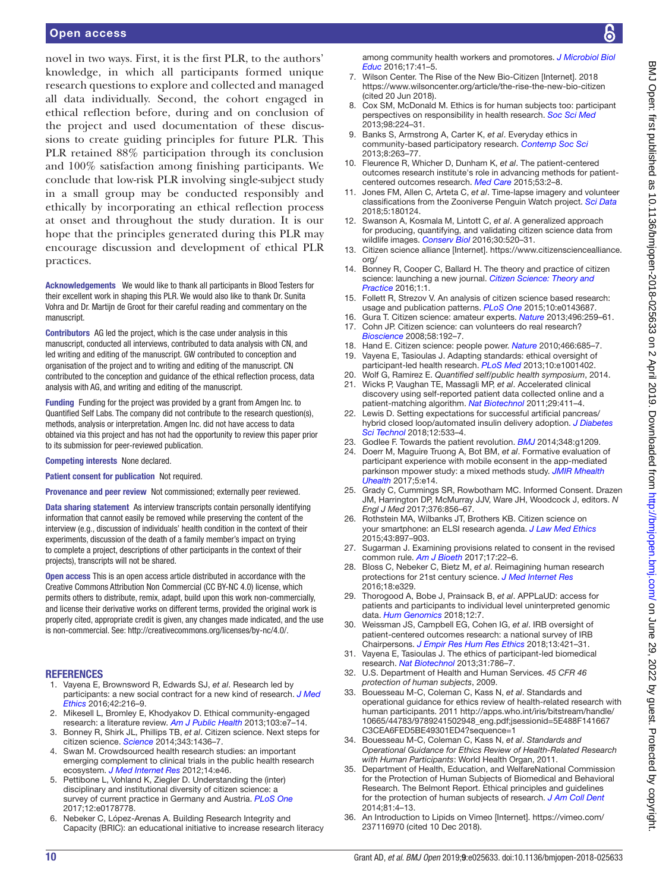novel in two ways. First, it is the first PLR, to the authors' knowledge, in which all participants formed unique research questions to explore and collected and managed all data individually. Second, the cohort engaged in ethical reflection before, during and on conclusion of the project and used documentation of these discussions to create guiding principles for future PLR. This PLR retained 88% participation through its conclusion and 100% satisfaction among finishing participants. We conclude that low-risk PLR involving single-subject study in a small group may be conducted responsibly and ethically by incorporating an ethical reflection process at onset and throughout the study duration. It is our hope that the principles generated during this PLR may encourage discussion and development of ethical PLR practices.

**Acknowledgements** We would like to thank all participants in Blood Testers for their excellent work in shaping this PLR. We would also like to thank Dr. Sunita Vohra and Dr. Martijn de Groot for their careful reading and commentary on the manuscript.

**Contributors** AG led the project, which is the case under analysis in this manuscript, conducted all interviews, contributed to data analysis with CN, and led writing and editing of the manuscript. GW contributed to conception and organisation of the project and to writing and editing of the manuscript. CN contributed to the conception and guidance of the ethical reflection process, data analysis with AG, and writing and editing of the manuscript.

**Funding** Funding for the project was provided by a grant from Amgen Inc. to Quantified Self Labs. The company did not contribute to the research question(s), methods, analysis or interpretation. Amgen Inc. did not have access to data obtained via this project and has not had the opportunity to review this paper prior to its submission for peer-reviewed publication.

**Competing interests** None declared.

**Patient consent for publication** Not required.

**Provenance and peer review** Not commissioned; externally peer reviewed.

**Data sharing statement** As interview transcripts contain personally identifying information that cannot easily be removed while preserving the content of the interview (e.g., discussion of individuals' health condition in the context of their experiments, discussion of the death of a family member's impact on trying to complete a project, descriptions of other participants in the context of their projects), transcripts will not be shared.

**Open access** This is an open access article distributed in accordance with the Creative Commons Attribution Non Commercial (CC BY-NC 4.0) license, which permits others to distribute, remix, adapt, build upon this work non-commercially, and license their derivative works on different terms, provided the original work is properly cited, appropriate credit is given, any changes made indicated, and the use is non-commercial. See: http://creativecommons.org/licenses/by-nc/4.0/.

## REFERENCES

1. Vayena E, Brownsword R, Edwards SJ, *et al*. Research led by participants: a new social contract for a new kind of research. *J Med Ethics* 2016;42:216–9.
2. Mikesell L, Bromley E, Khodyakov D. Ethical community-engaged research: a literature review. *Am J Public Health* 2013;103:e7–14.
3. Bonney R, Shirk JL, Phillips TB, *et al*. Citizen science. Next steps for citizen science. *Science* 2014;343:1436–7.
4. Swan M. Crowdsourced health research studies: an important emerging complement to clinical trials in the public health research ecosystem. *J Med Internet Res* 2012;14:e46.
5. Pettibone L, Vohland K, Ziegler D. Understanding the (inter) disciplinary and institutional diversity of citizen science: a survey of current practice in Germany and Austria. *PLoS One* 2017;12:e0178778.
6. Nebeker C, López-Arenas A. Building Research Integrity and Capacity (BRIC): an educational initiative to increase research literacy among community health workers and promotores. *J Microbiol Biol Educ* 2016;17:41–5.
7. Wilson Center. The Rise of the New Bio-Citizen [Internet]. 2018 https://www.wilsoncenter.org/article/the-rise-the-new-bio-citizen (cited 20 Jun 2018).
8. Cox SM, McDonald M. Ethics is for human subjects too: participant perspectives on responsibility in health research. *Soc Sci Med* 2013;98:224–31.
9. Banks S, Armstrong A, Carter K, *et al*. Everyday ethics in community-based participatory research. *Contemp Soc Sci* 2013;8:263–77.
10. Fleurence R, Whicher D, Dunham K, *et al*. The patient-centered outcomes research institute's role in advancing methods for patient-centered outcomes research. *Med Care* 2015;53:2–8.
11. Jones FM, Allen C, Arteta C, *et al*. Time-lapse imagery and volunteer classifications from the Zooniverse Penguin Watch project. *Sci Data* 2018;5:180124.
12. Swanson A, Kosmala M, Lintott C, *et al*. A generalized approach for producing, quantifying, and validating citizen science data from wildlife images. *Conserv Biol* 2016;30:520–31.
13. Citizen science alliance [Internet]. https://www.citizensciencealliance.org/
14. Bonney R, Cooper C, Ballard H. The theory and practice of citizen science: launching a new journal. *Citizen Science: Theory and Practice* 2016;1:1.
15. Follett R, Strezov V. An analysis of citizen science based research: usage and publication patterns. *PLoS One* 2015;10:e0143687.
16. Gura T. Citizen science: amateur experts. *Nature* 2013;496:259–61.
17. Cohn JP. Citizen science: can volunteers do real research? *Bioscience* 2008;58:192–7.
18. Hand E. Citizen science: people power. *Nature* 2010;466:685–7.
19. Vayena E, Tasioulas J. Adapting standards: ethical oversight of participant-led health research. *PLoS Med* 2013;10:e1001402.
20. Wolf G, Ramirez E. *Quantified self/public health symposium*, 2014.
21. Wicks P, Vaughan TE, Massagli MP, *et al*. Accelerated clinical discovery using self-reported patient data collected online and a patient-matching algorithm. *Nat Biotechnol* 2011;29:411–4.
22. Lewis D. Setting expectations for successful artificial pancreas/hybrid closed loop/automated insulin delivery adoption. *J Diabetes Sci Technol* 2018;12:533–4.
23. Godlee F. Towards the patient revolution. *BMJ* 2014;348:g1209.
24. Doerr M, Maguire Truong A, Bot BM, *et al*. Formative evaluation of participant experience with mobile econsent in the app-mediated parkinson mpower study: a mixed methods study. *JMIR Mhealth Uhealth* 2017;5:e14.
25. Grady C, Cummings SR, Rowbotham MC. Informed Consent. Drazen JM, Harrington DP, McMurray JJV, Ware JH, Woodcock J, editors. *N Engl J Med* 2017;376:856–67.
26. Rothstein MA, Wilbanks JT, Brothers KB. Citizen science on your smartphone: an ELSI research agenda. *J Law Med Ethics* 2015;43:897–903.
27. Sugarman J. Examining provisions related to consent in the revised common rule. *Am J Bioeth* 2017;17:22–6.
28. Bloss C, Nebeker C, Bietz M, *et al*. Reimagining human research protections for 21st century science. *J Med Internet Res* 2016;18:e329.
29. Thorogood A, Bobe J, Prainsack B, *et al*. APPLaUD: access for patients and participants to individual level uninterpreted genomic data. *Hum Genomics* 2018;12:7.
30. Weissman JS, Campbell EG, Cohen IG, *et al*. IRB oversight of patient-centered outcomes research: a national survey of IRB Chairpersons. *J Empir Res Hum Res Ethics* 2018;13:421–31.
31. Vayena E, Tasioulas J. The ethics of participant-led biomedical research. *Nat Biotechnol* 2013;31:786–7.
32. U.S. Department of Health and Human Services. *45 CFR 46 protection of human subjects*, 2009.
33. Bouesseau M-C, Coleman C, Kass N, *et al*. Standards and operational guidance for ethics review of health-related research with human participants. 2011 http://apps.who.int/iris/bitstream/handle/10665/44783/9789241502948_eng.pdf;jsessionid=5E488F141667C3CEA6FED5BE49301ED4?sequence=1
34. Bouesseau M-C, Coleman C, Kass N, *et al*. *Standards and Operational Guidance for Ethics Review of Health-Related Research with Human Participants*: World Health Organ, 2011.
35. Department of Health, Education, and WelfareNational Commission for the Protection of Human Subjects of Biomedical and Behavioral Research. The Belmont Report. Ethical principles and guidelines for the protection of human subjects of research. *J Am Coll Dent* 2014;81:4–13.
36. An Introduction to Lipids on Vimeo [Internet]. https://vimeo.com/237116970 (cited 10 Dec 2018).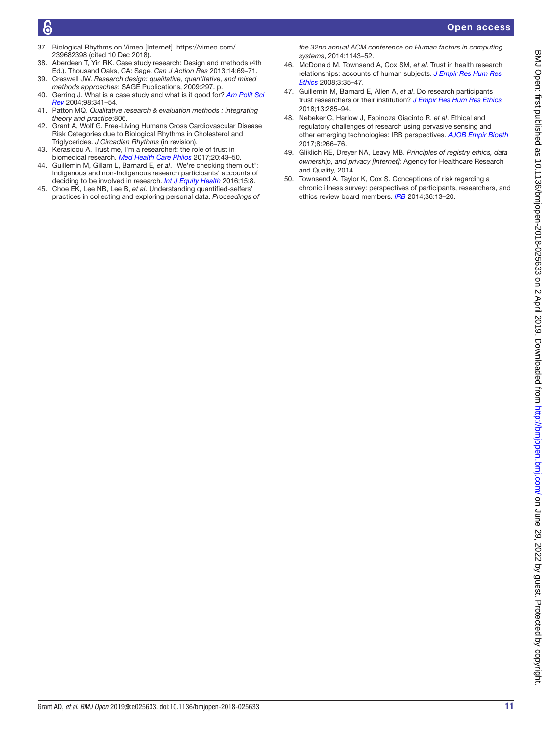37. Biological Rhythms on Vimeo [Internet]. https://vimeo.com/239682398 (cited 10 Dec 2018).
38. Aberdeen T, Yin RK. Case study research: Design and methods (4th Ed.). Thousand Oaks, CA: Sage. *Can J Action Res* 2013;14:69–71.
39. Creswell JW. *Research design: qualitative, quantitative, and mixed methods approaches*: SAGE Publications, 2009:297. p.
40. Gerring J. What is a case study and what is it good for? *Am Polit Sci Rev* 2004;98:341–54.
41. Patton MQ. *Qualitative research & evaluation methods : integrating theory and practice*:806.
42. Grant A, Wolf G. Free-Living Humans Cross Cardiovascular Disease Risk Categories due to Biological Rhythms in Cholesterol and Triglycerides. *J Circadian Rhythms* (in revision).
43. Kerasidou A. Trust me, I'm a researcher!: the role of trust in biomedical research. *Med Health Care Philos* 2017;20:43–50.
44. Guillemin M, Gillam L, Barnard E, *et al*. "We're checking them out": Indigenous and non-Indigenous research participants' accounts of deciding to be involved in research. *Int J Equity Health* 2016;15:8.
45. Choe EK, Lee NB, Lee B, *et al*. Understanding quantified-selfers' practices in collecting and exploring personal data. *Proceedings of the 32nd annual ACM conference on Human factors in computing systems*, 2014:1143–52.
46. McDonald M, Townsend A, Cox SM, *et al*. Trust in health research relationships: accounts of human subjects. *J Empir Res Hum Res Ethics* 2008;3:35–47.
47. Guillemin M, Barnard E, Allen A, *et al*. Do research participants trust researchers or their institution? *J Empir Res Hum Res Ethics* 2018;13:285–94.
48. Nebeker C, Harlow J, Espinoza Giacinto R, *et al*. Ethical and regulatory challenges of research using pervasive sensing and other emerging technologies: IRB perspectives. *AJOB Empir Bioeth* 2017;8:266–76.
49. Gliklich RE, Dreyer NA, Leavy MB. *Principles of registry ethics, data ownership, and privacy [Internet]*: Agency for Healthcare Research and Quality, 2014.
50. Townsend A, Taylor K, Cox S. Conceptions of risk regarding a chronic illness survey: perspectives of participants, researchers, and ethics review board members. *IRB* 2014;36:13–20.